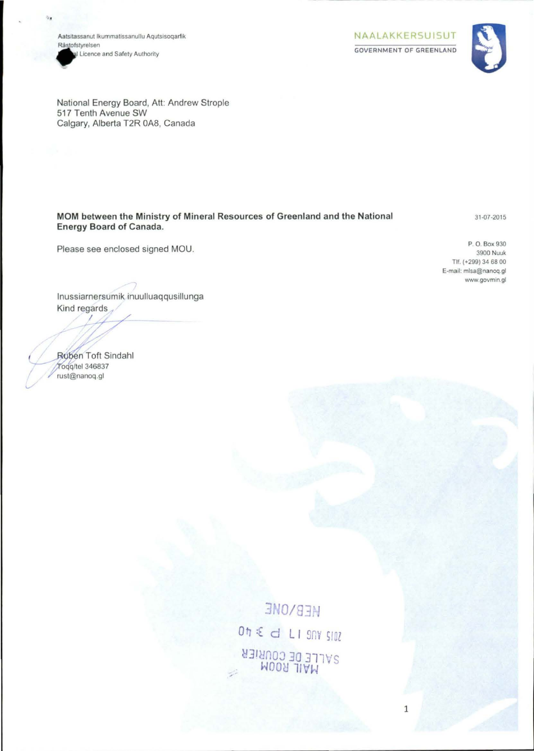Aatsitassanut Ikummatissanullu Aqutsisoqarfik
Råstofstyrelsen
[...]l Licence and Safety Authority

NAALAKKERSUISUT
GOVERNMENT OF GREENLAND

National Energy Board, Att: Andrew Strople
517 Tenth Avenue SW
Calgary, Alberta T2R 0A8, Canada

31-07-2015

P. O. Box 930
3900 Nuuk
Tlf. (+299) 34 68 00
E-mail: mlsa@nanoq.gl
www.govmin.gl

**MOM between the Ministry of Mineral Resources of Greenland and the National Energy Board of Canada.**

Please see enclosed signed MOU.

Inussiarnersumik inuulluaqqusillunga
Kind regards

Rubén Toft Sindahl
Toqq/tel 346837
rust@nanoq.gl

NEB/ONE
2015 AUG 17 P 3:40
SALLE DE COURRIER
MAIL ROOM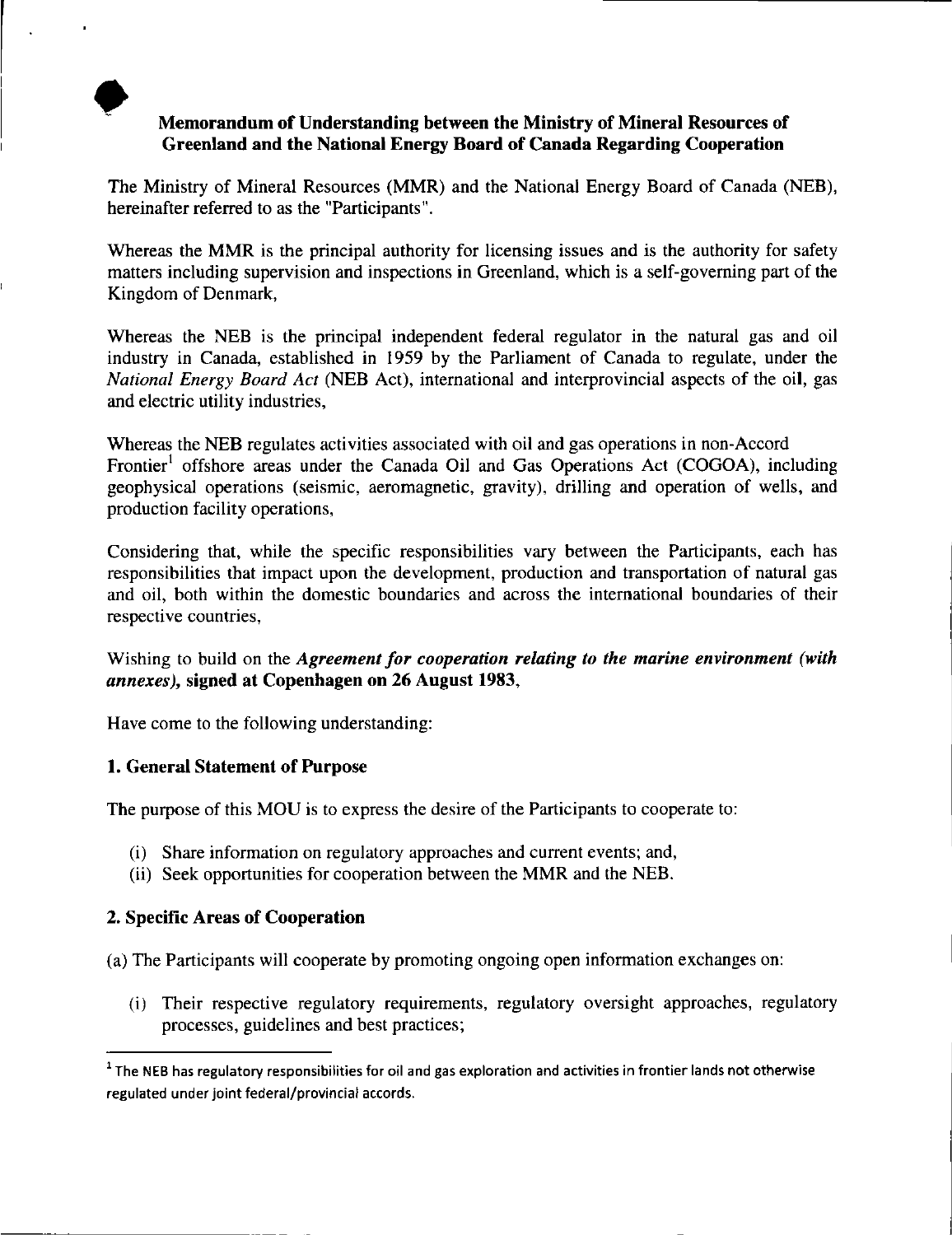**Memorandum of Understanding between the Ministry of Mineral Resources of Greenland and the National Energy Board of Canada Regarding Cooperation**

The Ministry of Mineral Resources (MMR) and the National Energy Board of Canada (NEB), hereinafter referred to as the "Participants".

Whereas the MMR is the principal authority for licensing issues and is the authority for safety matters including supervision and inspections in Greenland, which is a self-governing part of the Kingdom of Denmark,

Whereas the NEB is the principal independent federal regulator in the natural gas and oil industry in Canada, established in 1959 by the Parliament of Canada to regulate, under the *National Energy Board Act* (NEB Act), international and interprovincial aspects of the oil, gas and electric utility industries,

Whereas the NEB regulates activities associated with oil and gas operations in non-Accord Frontier[1] offshore areas under the Canada Oil and Gas Operations Act (COGOA), including geophysical operations (seismic, aeromagnetic, gravity), drilling and operation of wells, and production facility operations,

Considering that, while the specific responsibilities vary between the Participants, each has responsibilities that impact upon the development, production and transportation of natural gas and oil, both within the domestic boundaries and across the international boundaries of their respective countries,

Wishing to build on the ***Agreement for cooperation relating to the marine environment (with annexes),*** **signed at Copenhagen on 26 August 1983,**

Have come to the following understanding:

## 1. General Statement of Purpose

The purpose of this MOU is to express the desire of the Participants to cooperate to:

(i) Share information on regulatory approaches and current events; and,

(ii) Seek opportunities for cooperation between the MMR and the NEB.

## 2. Specific Areas of Cooperation

(a) The Participants will cooperate by promoting ongoing open information exchanges on:

(i) Their respective regulatory requirements, regulatory oversight approaches, regulatory processes, guidelines and best practices;

---

[1] The NEB has regulatory responsibilities for oil and gas exploration and activities in frontier lands not otherwise regulated under joint federal/provincial accords.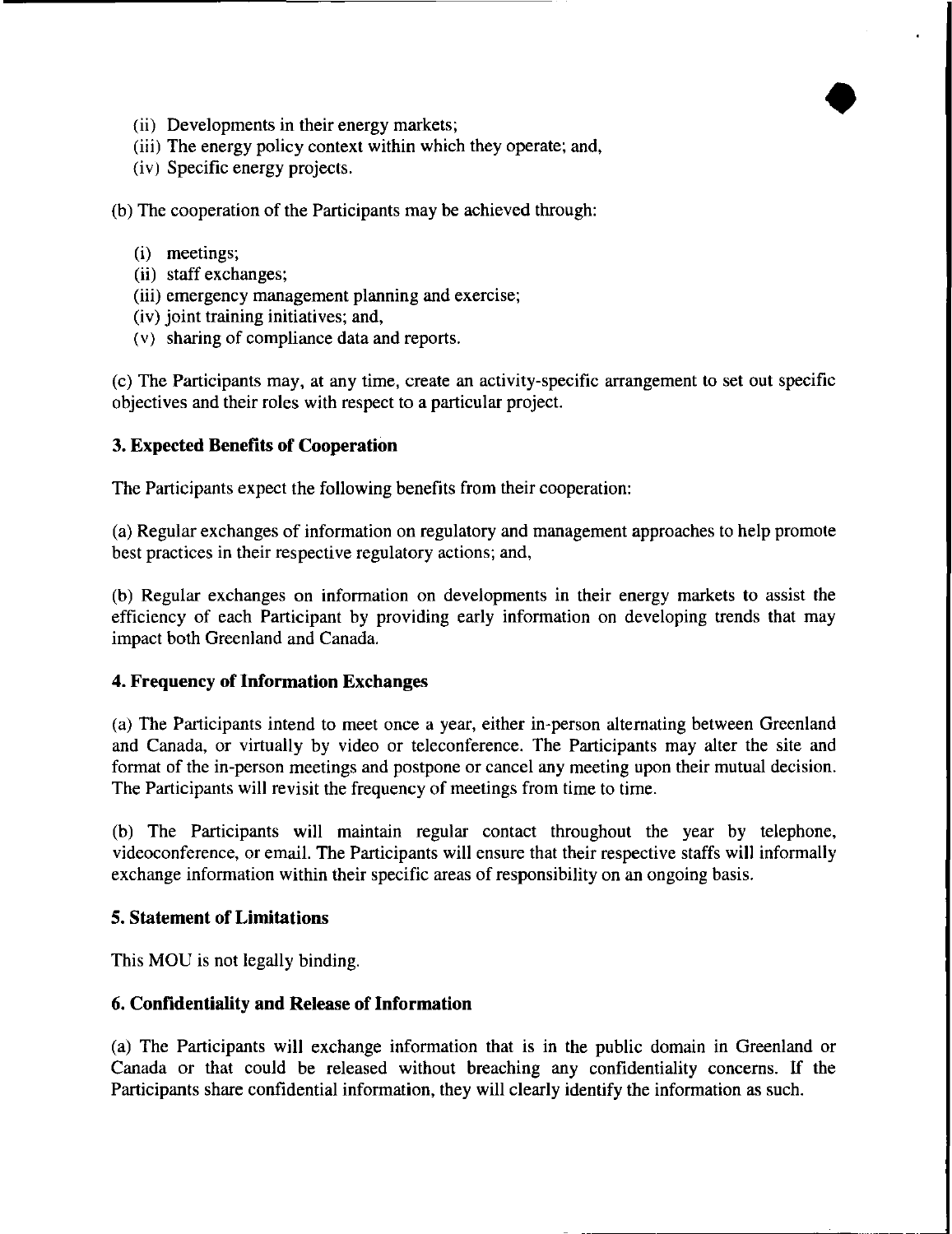(ii) Developments in their energy markets;
(iii) The energy policy context within which they operate; and,
(iv) Specific energy projects.

(b) The cooperation of the Participants may be achieved through:

(i) meetings;
(ii) staff exchanges;
(iii) emergency management planning and exercise;
(iv) joint training initiatives; and,
(v) sharing of compliance data and reports.

(c) The Participants may, at any time, create an activity-specific arrangement to set out specific objectives and their roles with respect to a particular project.

### 3. Expected Benefits of Cooperation

The Participants expect the following benefits from their cooperation:

(a) Regular exchanges of information on regulatory and management approaches to help promote best practices in their respective regulatory actions; and,

(b) Regular exchanges on information on developments in their energy markets to assist the efficiency of each Participant by providing early information on developing trends that may impact both Greenland and Canada.

### 4. Frequency of Information Exchanges

(a) The Participants intend to meet once a year, either in-person alternating between Greenland and Canada, or virtually by video or teleconference. The Participants may alter the site and format of the in-person meetings and postpone or cancel any meeting upon their mutual decision. The Participants will revisit the frequency of meetings from time to time.

(b) The Participants will maintain regular contact throughout the year by telephone, videoconference, or email. The Participants will ensure that their respective staffs will informally exchange information within their specific areas of responsibility on an ongoing basis.

### 5. Statement of Limitations

This MOU is not legally binding.

### 6. Confidentiality and Release of Information

(a) The Participants will exchange information that is in the public domain in Greenland or Canada or that could be released without breaching any confidentiality concerns. If the Participants share confidential information, they will clearly identify the information as such.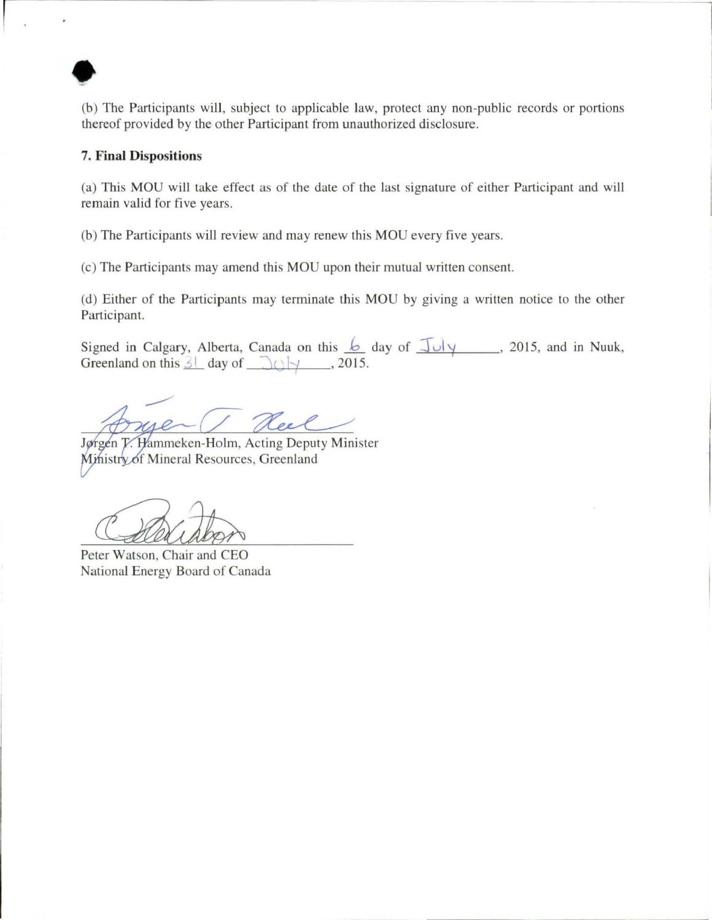(b) The Participants will, subject to applicable law, protect any non-public records or portions thereof provided by the other Participant from unauthorized disclosure.

**7. Final Dispositions**

(a) This MOU will take effect as of the date of the last signature of either Participant and will remain valid for five years.

(b) The Participants will review and may renew this MOU every five years.

(c) The Participants may amend this MOU upon their mutual written consent.

(d) Either of the Participants may terminate this MOU by giving a written notice to the other Participant.

Signed in Calgary, Alberta, Canada on this 6 day of July, 2015, and in Nuuk, Greenland on this 31 day of July, 2015.

Jørgen T. Hammeken-Holm, Acting Deputy Minister
Ministry of Mineral Resources, Greenland

Peter Watson, Chair and CEO
National Energy Board of Canada